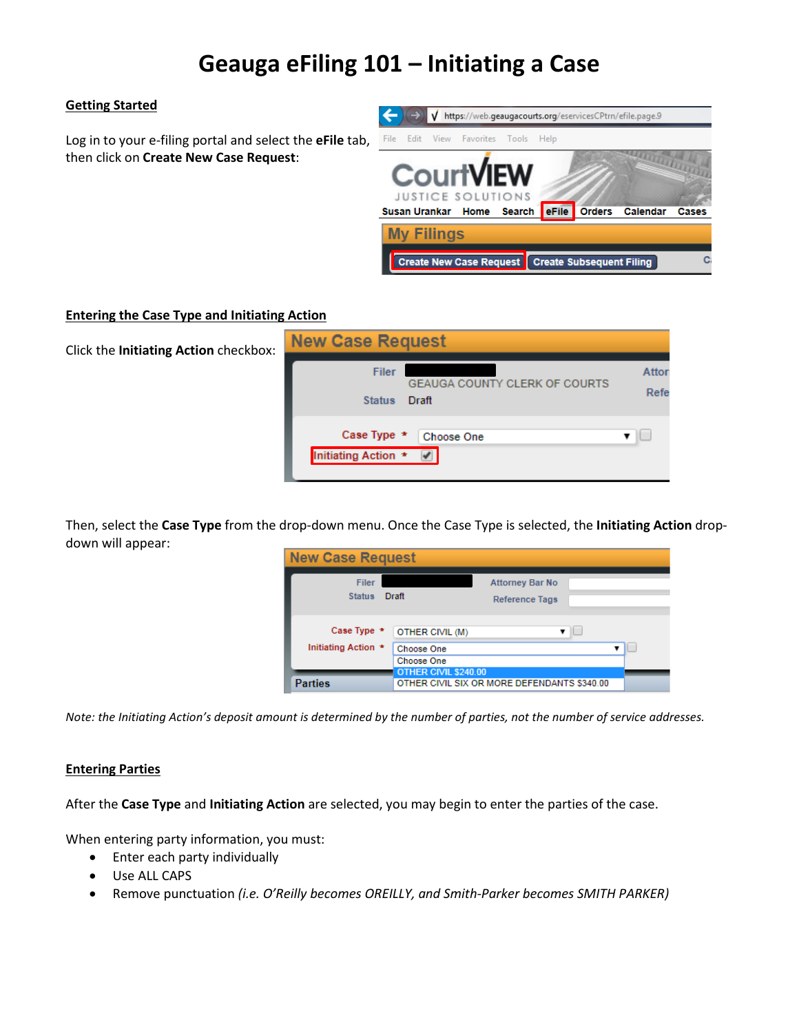# Geauga eFiling 101 – Initiating a Case

## Getting Started

Log in to your e-filing portal and select the **eFile** tab, then click on **Create New Case Request**:

## Entering the Case Type and Initiating Action

Click the **Initiating Action** checkbox:

Then, select the **Case Type** from the drop-down menu. Once the Case Type is selected, the **Initiating Action** drop-down will appear:

*Note: the Initiating Action's deposit amount is determined by the number of parties, not the number of service addresses.*

## Entering Parties

After the **Case Type** and **Initiating Action** are selected, you may begin to enter the parties of the case.

When entering party information, you must:

- Enter each party individually
- Use ALL CAPS
- Remove punctuation *(i.e. O'Reilly becomes OREILLY, and Smith-Parker becomes SMITH PARKER)*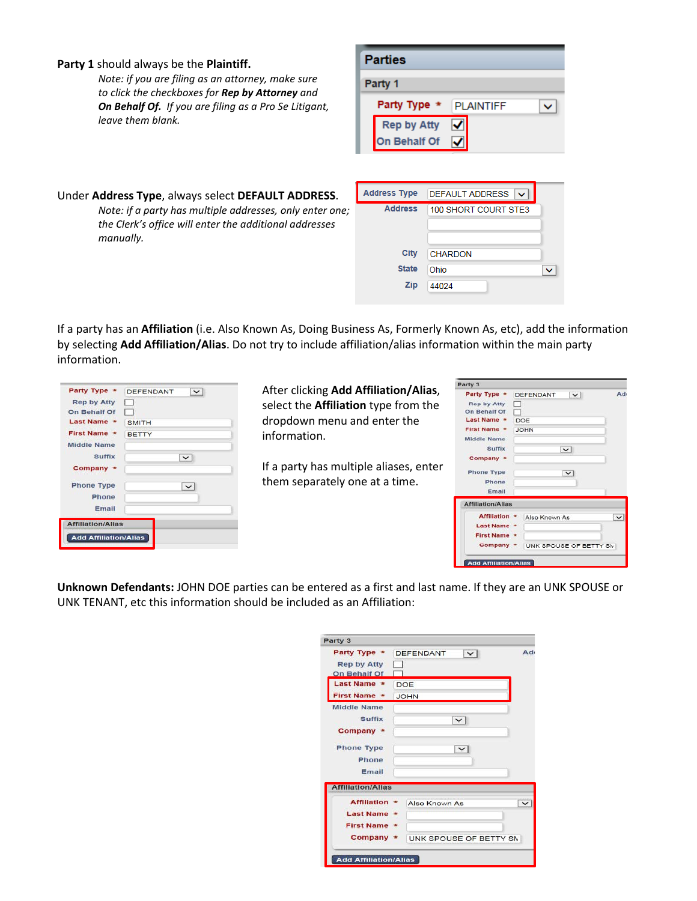**Party 1** should always be the **Plaintiff.**

*Note: if you are filing as an attorney, make sure to click the checkboxes for **Rep by Attorney** and **On Behalf Of.** If you are filing as a Pro Se Litigant, leave them blank.*

Under **Address Type**, always select **DEFAULT ADDRESS.**

*Note: if a party has multiple addresses, only enter one; the Clerk's office will enter the additional addresses manually.*

If a party has an **Affiliation** (i.e. Also Known As, Doing Business As, Formerly Known As, etc), add the information by selecting **Add Affiliation/Alias**. Do not try to include affiliation/alias information within the main party information.

After clicking **Add Affiliation/Alias**, select the **Affiliation** type from the dropdown menu and enter the information.

If a party has multiple aliases, enter them separately one at a time.

**Unknown Defendants:** JOHN DOE parties can be entered as a first and last name. If they are an UNK SPOUSE or UNK TENANT, etc this information should be included as an Affiliation: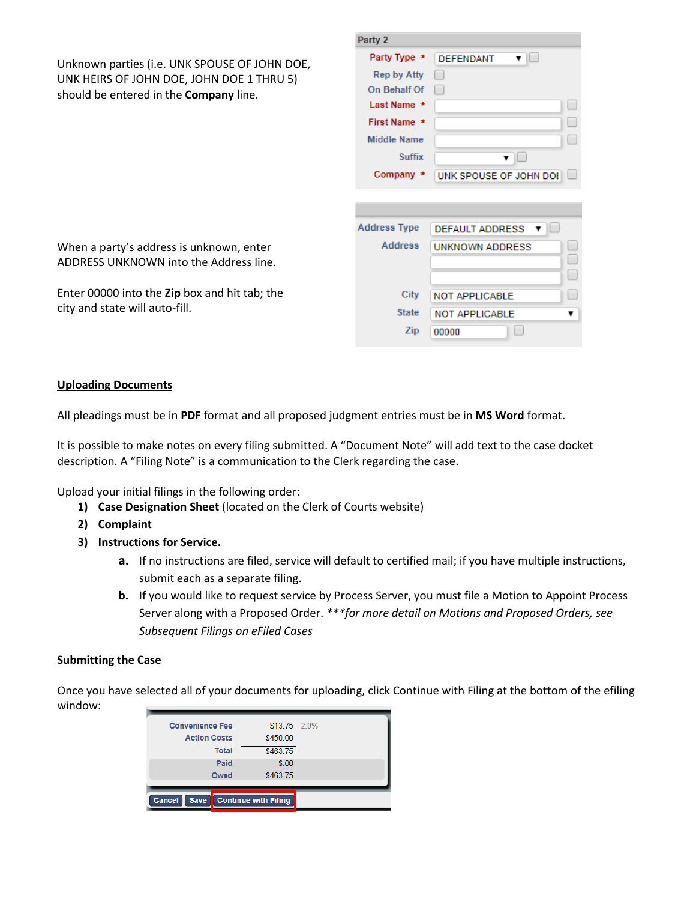Unknown parties (i.e. UNK SPOUSE OF JOHN DOE, UNK HEIRS OF JOHN DOE, JOHN DOE 1 THRU 5) should be entered in the **Company** line.

When a party's address is unknown, enter ADDRESS UNKNOWN into the Address line.

Enter 00000 into the **Zip** box and hit tab; the city and state will auto-fill.

**Uploading Documents**

All pleadings must be in **PDF** format and all proposed judgment entries must be in **MS Word** format.

It is possible to make notes on every filing submitted. A "Document Note" will add text to the case docket description. A "Filing Note" is a communication to the Clerk regarding the case.

Upload your initial filings in the following order:

1) **Case Designation Sheet** (located on the Clerk of Courts website)
2) **Complaint**
3) **Instructions for Service.**
   a. If no instructions are filed, service will default to certified mail; if you have multiple instructions, submit each as a separate filing.
   b. If you would like to request service by Process Server, you must file a Motion to Appoint Process Server along with a Proposed Order. *\*\*\*for more detail on Motions and Proposed Orders, see Subsequent Filings on eFiled Cases*

**Submitting the Case**

Once you have selected all of your documents for uploading, click Continue with Filing at the bottom of the efiling window: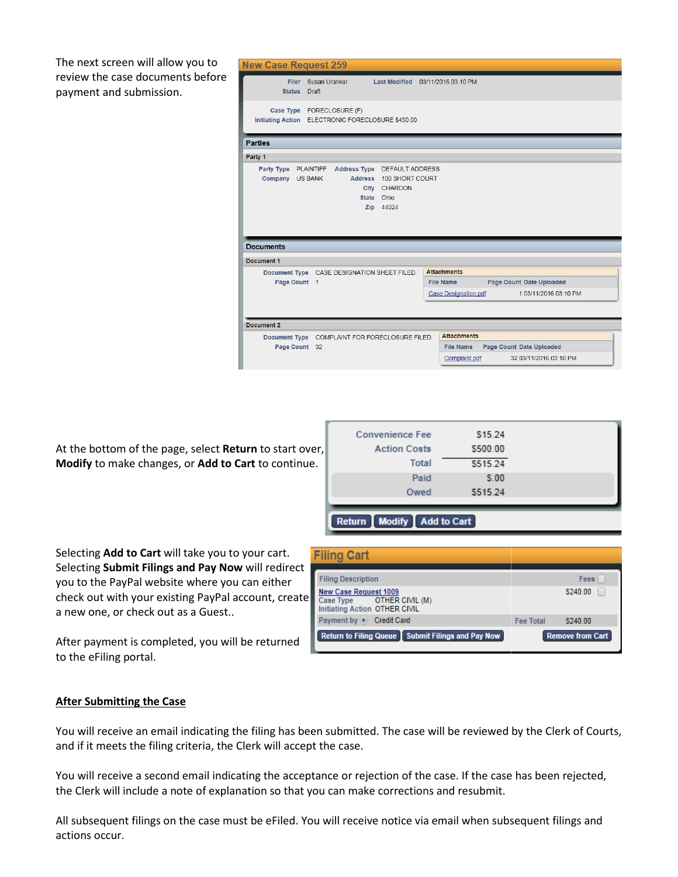The next screen will allow you to review the case documents before payment and submission.

**New Case Request 259**

Filer Susan Urankar Last Modified 03/11/2016 03:10 PM
Status Draft

Case Type FORECLOSURE (F)
Initiating Action ELECTRONIC FORECLOSURE $450.00

**Parties**

Party 1

Party Type PLAINTIFF Address Type DEFAULT ADDRESS
Company US BANK Address 100 SHORT COURT
City CHARDON
State Ohio
Zip 44024

**Documents**

Document 1

Document Type CASE DESIGNATION SHEET FILED.
Page Count 1

| Attachments | | |
|---|---|---|
| File Name | Page Count | Date Uploaded |
| Case Designation.pdf | 1 | 03/11/2016 03:10 PM |

Document 2

Document Type COMPLAINT FOR FORECLOSURE FILED.
Page Count 32

| Attachments | | |
|---|---|---|
| File Name | Page Count | Date Uploaded |
| Complaint.pdf | 32 | 03/11/2016 03:10 PM |

At the bottom of the page, select **Return** to start over, **Modify** to make changes, or **Add to Cart** to continue.

| | |
|---|---|
| Convenience Fee | $15.24 |
| Action Costs | $500.00 |
| Total | $515.24 |
| Paid | $.00 |
| Owed | $515.24 |

Return | Modify | Add to Cart

Selecting **Add to Cart** will take you to your cart. Selecting **Submit Filings and Pay Now** will redirect you to the PayPal website where you can either check out with your existing PayPal account, create a new one, or check out as a Guest..

After payment is completed, you will be returned to the eFiling portal.

**Filing Cart**

| Filing Description | Fees |
|---|---|
| New Case Request 1009<br>Case Type OTHER CIVIL (M)<br>Initiating Action OTHER CIVIL | $240.00 |
| Payment by Credit Card | Fee Total $240.00 |

Return to Filing Queue | Submit Filings and Pay Now | Remove from Cart

## After Submitting the Case

You will receive an email indicating the filing has been submitted. The case will be reviewed by the Clerk of Courts, and if it meets the filing criteria, the Clerk will accept the case.

You will receive a second email indicating the acceptance or rejection of the case. If the case has been rejected, the Clerk will include a note of explanation so that you can make corrections and resubmit.

All subsequent filings on the case must be eFiled. You will receive notice via email when subsequent filings and actions occur.